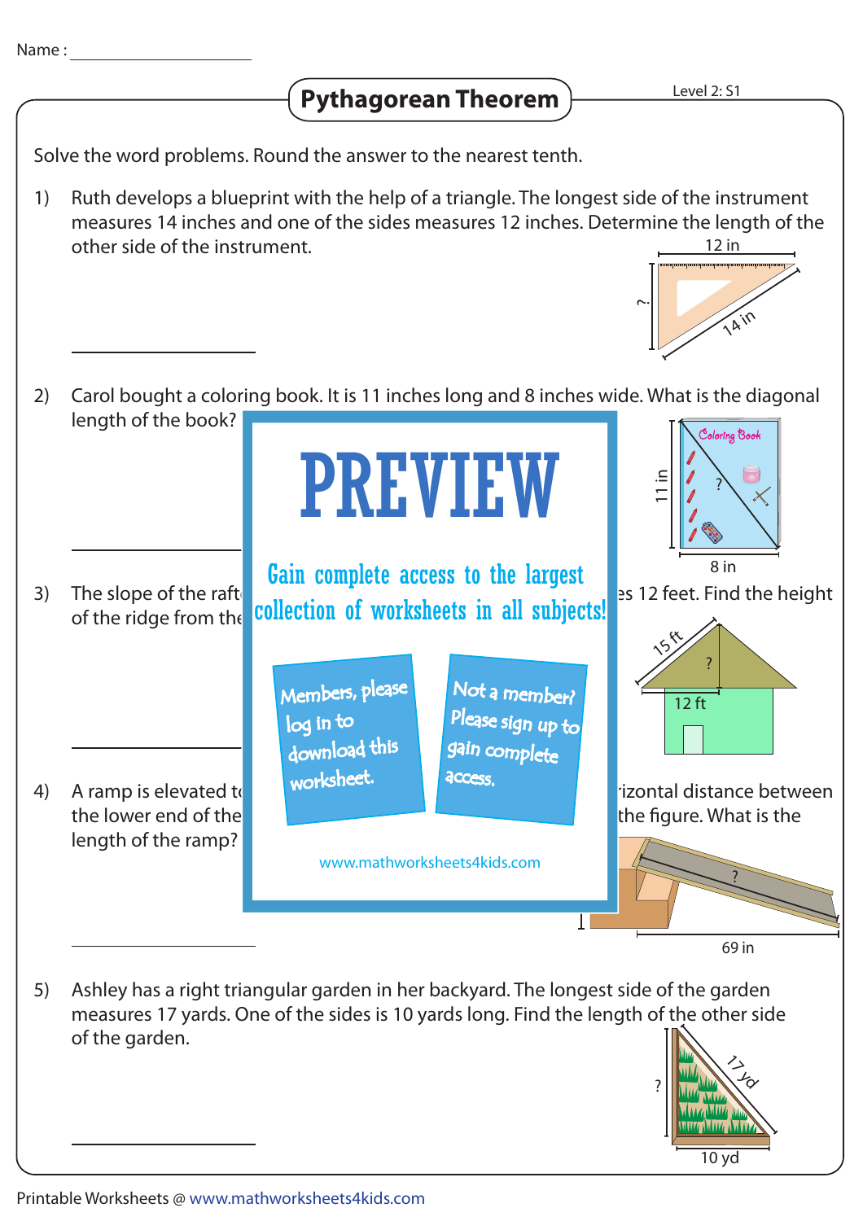Name : ____________________

# Pythagorean Theorem

Level 2: S1

Solve the word problems. Round the answer to the nearest tenth.

1) Ruth develops a blueprint with the help of a triangle. The longest side of the instrument measures 14 inches and one of the sides measures 12 inches. Determine the length of the other side of the instrument.

12 in

?

14 in

____________________

2) Carol bought a coloring book. It is 11 inches long and 8 inches wide. What is the diagonal length of the book?

Coloring Book

11 in

?

8 in

____________________

PREVIEW

Gain complete access to the largest collection of worksheets in all subjects!

Members, please log in to download this worksheet.

Not a member? Please sign up to gain complete access.

www.mathworksheets4kids.com

3) The slope of the raft... es 12 feet. Find the height of the ridge from the...

15 ft

?

12 ft

____________________

4) A ramp is elevated t... rizontal distance between the lower end of the... the figure. What is the length of the ramp?

?

69 in

____________________

5) Ashley has a right triangular garden in her backyard. The longest side of the garden measures 17 yards. One of the sides is 10 yards long. Find the length of the other side of the garden.

?

17 yd

10 yd

____________________

Printable Worksheets @ www.mathworksheets4kids.com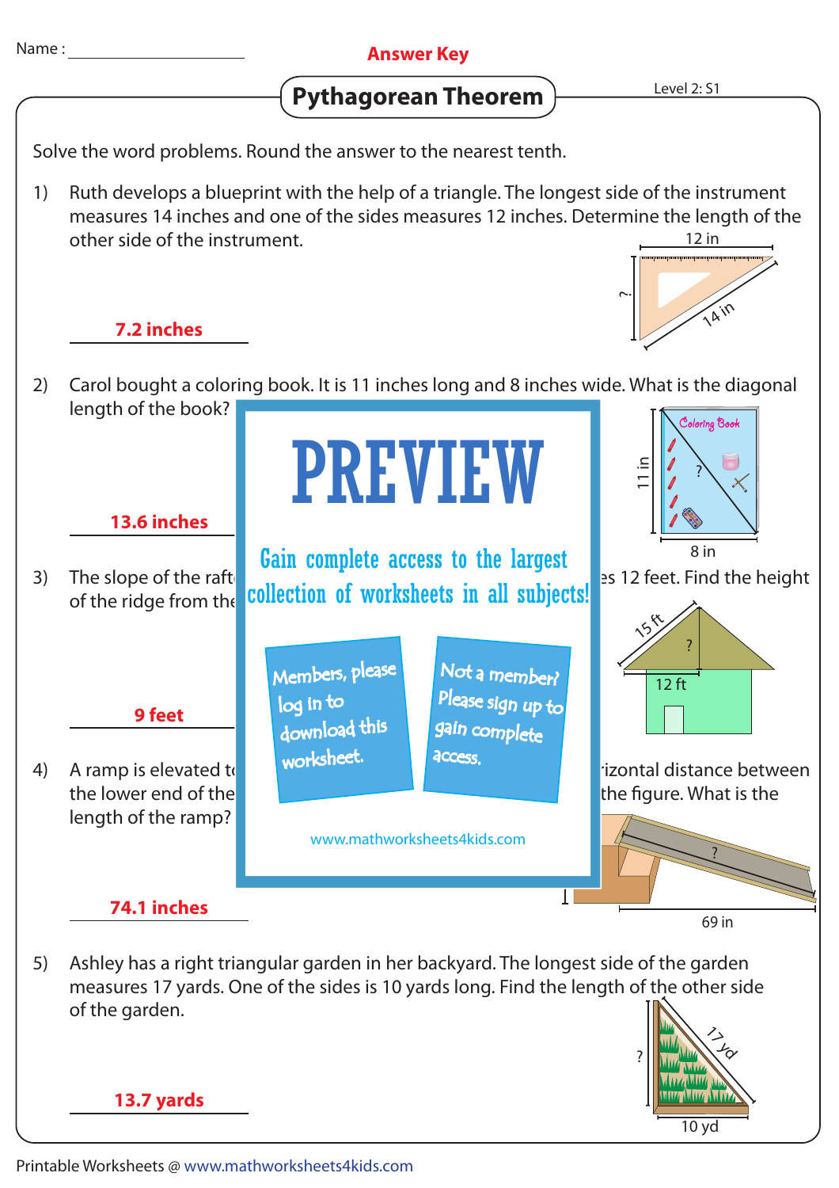Name :

**Answer Key**

# Pythagorean Theorem

Level 2: S1

Solve the word problems. Round the answer to the nearest tenth.

1) Ruth develops a blueprint with the help of a triangle. The longest side of the instrument measures 14 inches and one of the sides measures 12 inches. Determine the length of the other side of the instrument.

12 in

?

14 in

**7.2 inches**

2) Carol bought a coloring book. It is 11 inches long and 8 inches wide. What is the diagonal length of the book?

Coloring Book

11 in

?

8 in

**13.6 inches**

PREVIEW

Gain complete access to the largest collection of worksheets in all subjects!

Members, please log in to download this worksheet.

Not a member? Please sign up to gain complete access.

www.mathworksheets4kids.com

3) The slope of the raft... es 12 feet. Find the height of the ridge from the...

15 ft

?

12 ft

**9 feet**

4) A ramp is elevated t... rizontal distance between the lower end of the... the figure. What is the length of the ramp?

?

69 in

**74.1 inches**

5) Ashley has a right triangular garden in her backyard. The longest side of the garden measures 17 yards. One of the sides is 10 yards long. Find the length of the other side of the garden.

?

17 yd

10 yd

**13.7 yards**

Printable Worksheets @ www.mathworksheets4kids.com